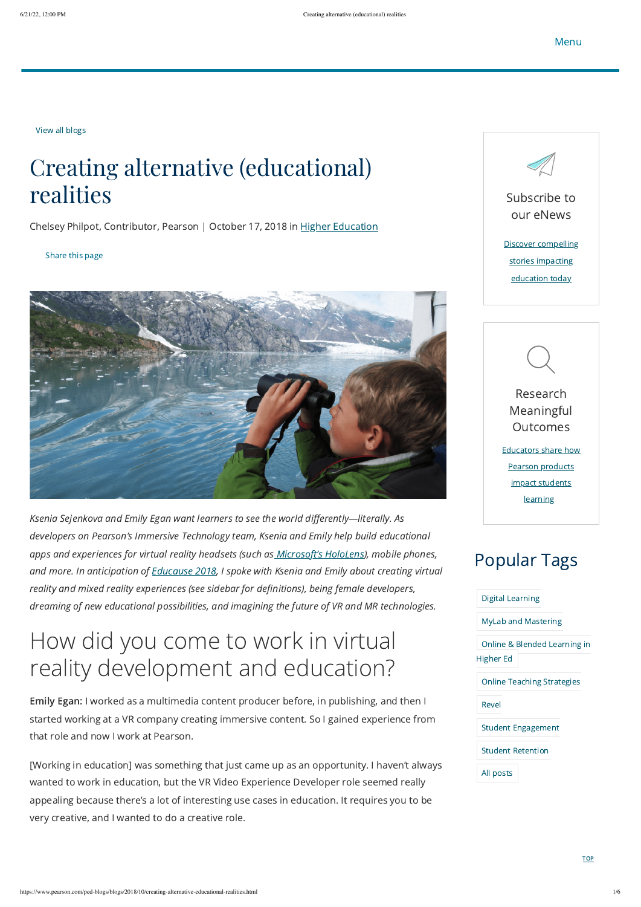Menu

View all blogs

# Creating alternative (educational) realities

Chelsey Philpot, Contributor, Pearson | October 17, 2018 in Higher Education

Share this page

*Ksenia Sejenkova and Emily Egan want learners to see the world differently—literally. As developers on Pearson's Immersive Technology team, Ksenia and Emily help build educational apps and experiences for virtual reality headsets (such as Microsoft's HoloLens), mobile phones, and more. In anticipation of Educause 2018, I spoke with Ksenia and Emily about creating virtual reality and mixed reality experiences (see sidebar for definitions), being female developers, dreaming of new educational possibilities, and imagining the future of VR and MR technologies.*

## How did you come to work in virtual reality development and education?

**Emily Egan:** I worked as a multimedia content producer before, in publishing, and then I started working at a VR company creating immersive content. So I gained experience from that role and now I work at Pearson.

[Working in education] was something that just came up as an opportunity. I haven't always wanted to work in education, but the VR Video Experience Developer role seemed really appealing because there's a lot of interesting use cases in education. It requires you to be very creative, and I wanted to do a creative role.

Subscribe to our eNews

Discover compelling stories impacting education today

Research Meaningful Outcomes

Educators share how Pearson products impact students learning

## Popular Tags

- Digital Learning
- MyLab and Mastering
- Online & Blended Learning in Higher Ed
- Online Teaching Strategies
- Revel
- Student Engagement
- Student Retention
- All posts

TOP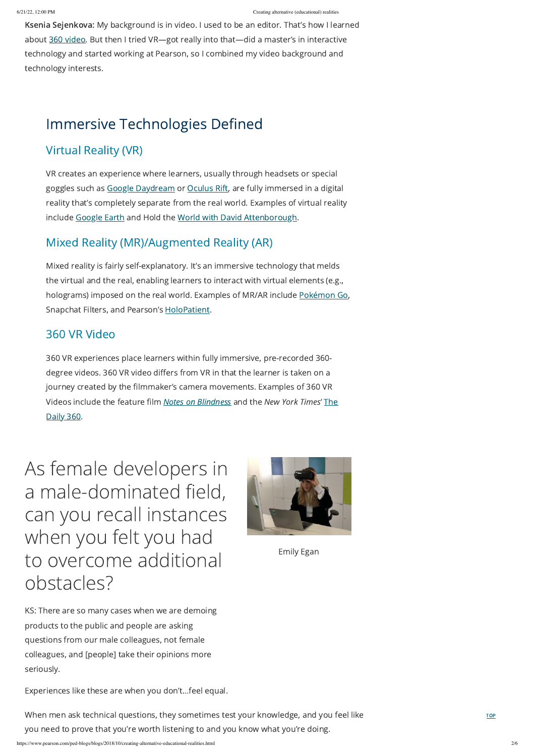**Ksenia Sejenkova:** My background is in video. I used to be an editor. That's how I learned about 360 video. But then I tried VR—got really into that—did a master's in interactive technology and started working at Pearson, so I combined my video background and technology interests.

## Immersive Technologies Defined

### Virtual Reality (VR)

VR creates an experience where learners, usually through headsets or special goggles such as Google Daydream or Oculus Rift, are fully immersed in a digital reality that's completely separate from the real world. Examples of virtual reality include Google Earth and Hold the World with David Attenborough.

### Mixed Reality (MR)/Augmented Reality (AR)

Mixed reality is fairly self-explanatory. It's an immersive technology that melds the virtual and the real, enabling learners to interact with virtual elements (e.g., holograms) imposed on the real world. Examples of MR/AR include Pokémon Go, Snapchat Filters, and Pearson's HoloPatient.

### 360 VR Video

360 VR experiences place learners within fully immersive, pre-recorded 360-degree videos. 360 VR video differs from VR in that the learner is taken on a journey created by the filmmaker's camera movements. Examples of 360 VR Videos include the feature film *Notes on Blindness* and the *New York Times*' The Daily 360.

## As female developers in a male-dominated field, can you recall instances when you felt you had to overcome additional obstacles?

Emily Egan

KS: There are so many cases when we are demoing products to the public and people are asking questions from our male colleagues, not female colleagues, and [people] take their opinions more seriously.

Experiences like these are when you don't…feel equal.

When men ask technical questions, they sometimes test your knowledge, and you feel like you need to prove that you're worth listening to and you know what you're doing.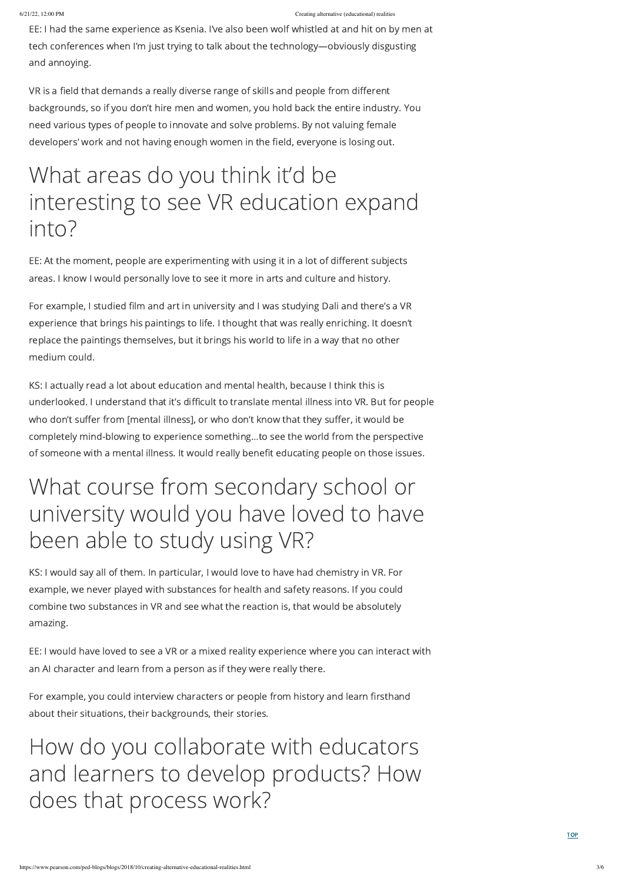EE: I had the same experience as Ksenia. I've also been wolf whistled at and hit on by men at tech conferences when I'm just trying to talk about the technology—obviously disgusting and annoying.

VR is a field that demands a really diverse range of skills and people from different backgrounds, so if you don't hire men and women, you hold back the entire industry. You need various types of people to innovate and solve problems. By not valuing female developers' work and not having enough women in the field, everyone is losing out.

## What areas do you think it'd be interesting to see VR education expand into?

EE: At the moment, people are experimenting with using it in a lot of different subjects areas. I know I would personally love to see it more in arts and culture and history.

For example, I studied film and art in university and I was studying Dali and there's a VR experience that brings his paintings to life. I thought that was really enriching. It doesn't replace the paintings themselves, but it brings his world to life in a way that no other medium could.

KS: I actually read a lot about education and mental health, because I think this is underlooked. I understand that it's difficult to translate mental illness into VR. But for people who don't suffer from [mental illness], or who don't know that they suffer, it would be completely mind-blowing to experience something…to see the world from the perspective of someone with a mental illness. It would really benefit educating people on those issues.

## What course from secondary school or university would you have loved to have been able to study using VR?

KS: I would say all of them. In particular, I would love to have had chemistry in VR. For example, we never played with substances for health and safety reasons. If you could combine two substances in VR and see what the reaction is, that would be absolutely amazing.

EE: I would have loved to see a VR or a mixed reality experience where you can interact with an AI character and learn from a person as if they were really there.

For example, you could interview characters or people from history and learn firsthand about their situations, their backgrounds, their stories.

## How do you collaborate with educators and learners to develop products? How does that process work?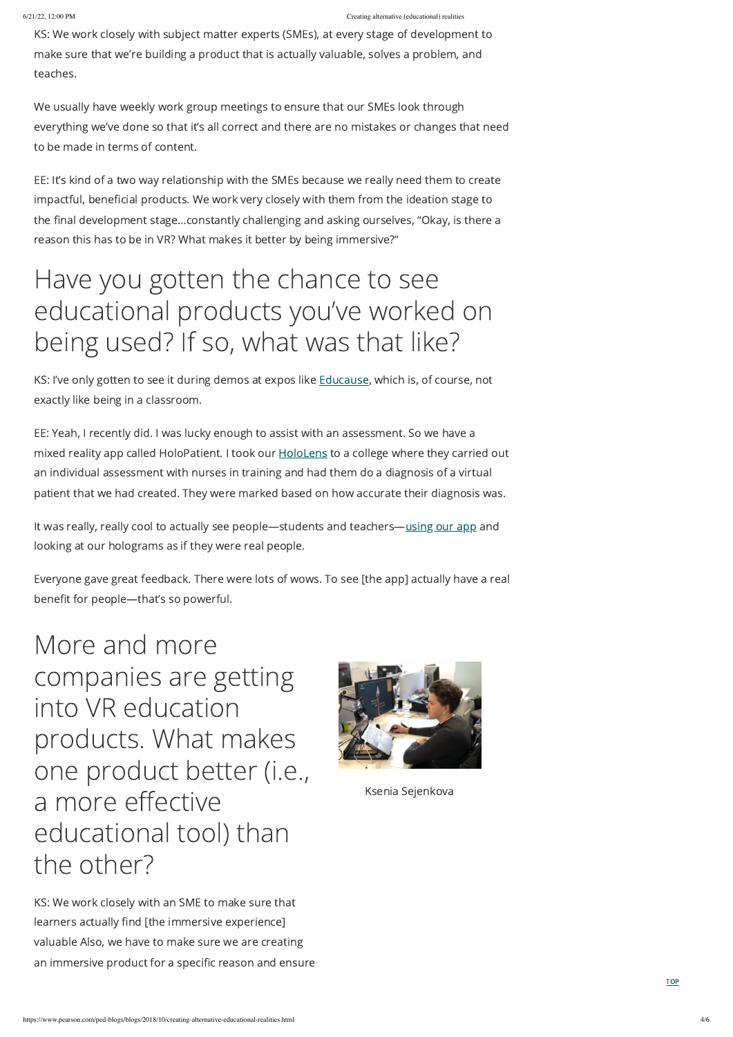KS: We work closely with subject matter experts (SMEs), at every stage of development to make sure that we're building a product that is actually valuable, solves a problem, and teaches.

We usually have weekly work group meetings to ensure that our SMEs look through everything we've done so that it's all correct and there are no mistakes or changes that need to be made in terms of content.

EE: It's kind of a two way relationship with the SMEs because we really need them to create impactful, beneficial products. We work very closely with them from the ideation stage to the final development stage…constantly challenging and asking ourselves, "Okay, is there a reason this has to be in VR? What makes it better by being immersive?"

## Have you gotten the chance to see educational products you've worked on being used? If so, what was that like?

KS: I've only gotten to see it during demos at expos like Educause, which is, of course, not exactly like being in a classroom.

EE: Yeah, I recently did. I was lucky enough to assist with an assessment. So we have a mixed reality app called HoloPatient. I took our HoloLens to a college where they carried out an individual assessment with nurses in training and had them do a diagnosis of a virtual patient that we had created. They were marked based on how accurate their diagnosis was.

It was really, really cool to actually see people—students and teachers—using our app and looking at our holograms as if they were real people.

Everyone gave great feedback. There were lots of wows. To see [the app] actually have a real benefit for people—that's so powerful.

## More and more companies are getting into VR education products. What makes one product better (i.e., a more effective educational tool) than the other?

Ksenia Sejenkova

KS: We work closely with an SME to make sure that learners actually find [the immersive experience] valuable Also, we have to make sure we are creating an immersive product for a specific reason and ensure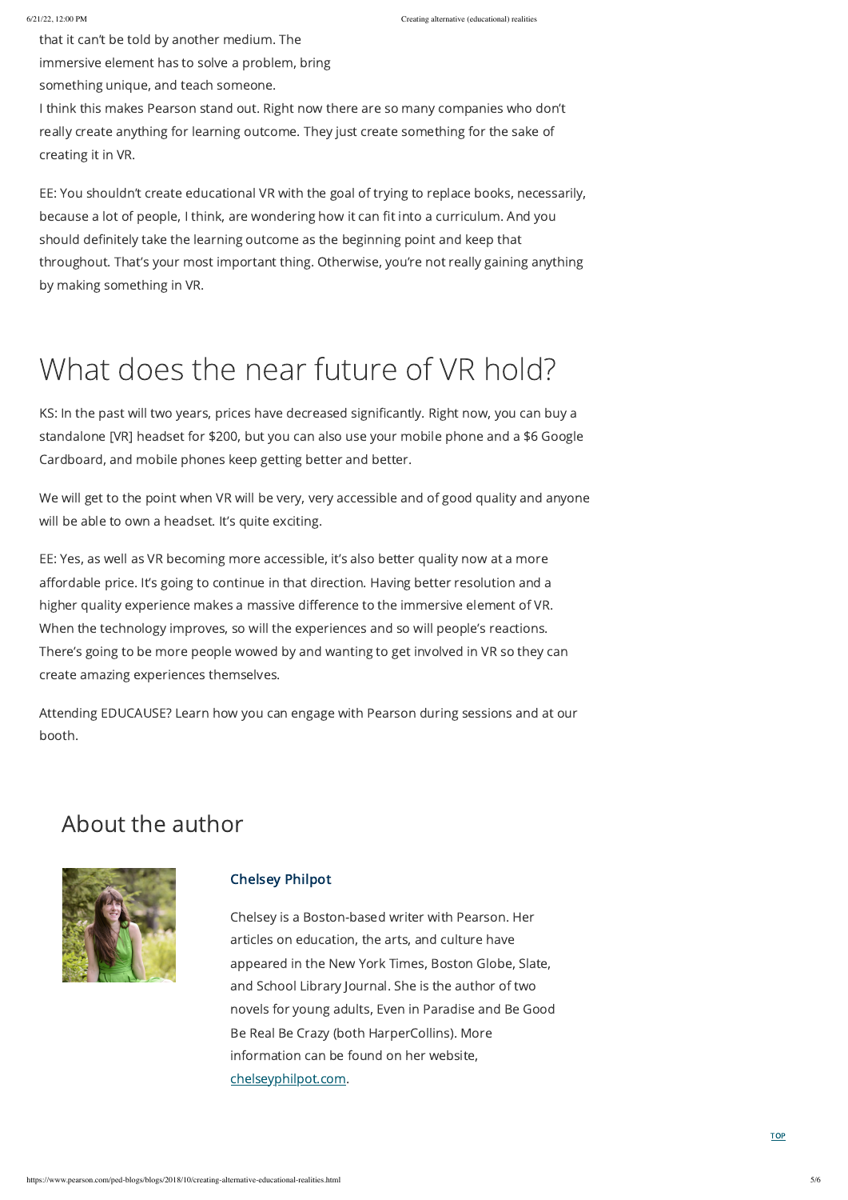that it can't be told by another medium. The immersive element has to solve a problem, bring something unique, and teach someone.

I think this makes Pearson stand out. Right now there are so many companies who don't really create anything for learning outcome. They just create something for the sake of creating it in VR.

EE: You shouldn't create educational VR with the goal of trying to replace books, necessarily, because a lot of people, I think, are wondering how it can fit into a curriculum. And you should definitely take the learning outcome as the beginning point and keep that throughout. That's your most important thing. Otherwise, you're not really gaining anything by making something in VR.

# What does the near future of VR hold?

KS: In the past will two years, prices have decreased significantly. Right now, you can buy a standalone [VR] headset for $200, but you can also use your mobile phone and a $6 Google Cardboard, and mobile phones keep getting better and better.

We will get to the point when VR will be very, very accessible and of good quality and anyone will be able to own a headset. It's quite exciting.

EE: Yes, as well as VR becoming more accessible, it's also better quality now at a more affordable price. It's going to continue in that direction. Having better resolution and a higher quality experience makes a massive difference to the immersive element of VR. When the technology improves, so will the experiences and so will people's reactions. There's going to be more people wowed by and wanting to get involved in VR so they can create amazing experiences themselves.

Attending EDUCAUSE? Learn how you can engage with Pearson during sessions and at our booth.

## About the author

### Chelsey Philpot

Chelsey is a Boston-based writer with Pearson. Her articles on education, the arts, and culture have appeared in the New York Times, Boston Globe, Slate, and School Library Journal. She is the author of two novels for young adults, Even in Paradise and Be Good Be Real Be Crazy (both HarperCollins). More information can be found on her website, chelseyphilpot.com.

TOP